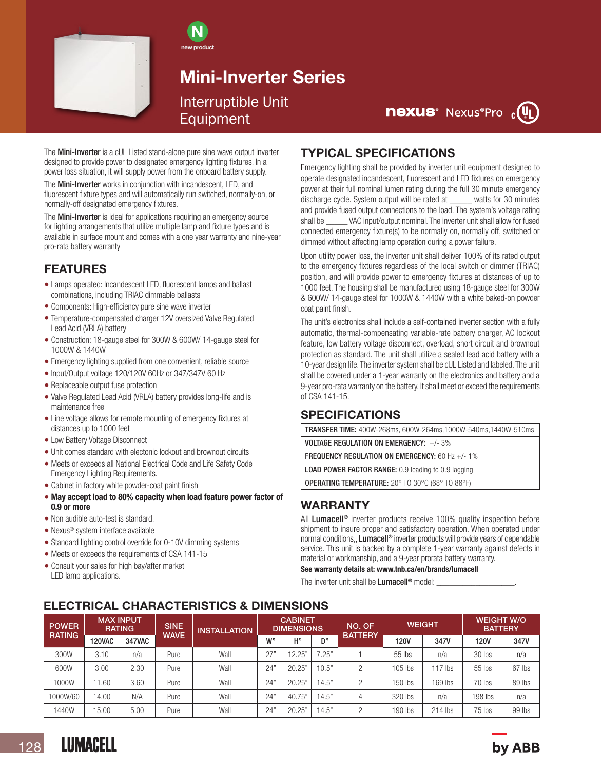new product

# Mini-Inverter Series

## Interruptible Unit Equipment

nexus® Nexus®Pro cUL

The **Mini-Inverter** is a cUL Listed stand-alone pure sine wave output inverter designed to provide power to designated emergency lighting fixtures. In a power loss situation, it will supply power from the onboard battery supply.

The **Mini-Inverter** works in conjunction with incandescent, LED, and fluorescent fixture types and will automatically run switched, normally-on, or normally-off designated emergency fixtures.

The **Mini-Inverter** is ideal for applications requiring an emergency source for lighting arrangements that utilize multiple lamp and fixture types and is available in surface mount and comes with a one year warranty and nine-year pro-rata battery warranty

## FEATURES

- Lamps operated: Incandescent LED, fluorescent lamps and ballast combinations, including TRIAC dimmable ballasts
- Components: High-efficiency pure sine wave inverter
- Temperature-compensated charger 12V oversized Valve Regulated Lead Acid (VRLA) battery
- Construction: 18-gauge steel for 300W & 600W/ 14-gauge steel for 1000W & 1440W
- Emergency lighting supplied from one convenient, reliable source
- Input/Output voltage 120/120V 60Hz or 347/347V 60 Hz
- Replaceable output fuse protection
- Valve Regulated Lead Acid (VRLA) battery provides long-life and is maintenance free
- Line voltage allows for remote mounting of emergency fixtures at distances up to 1000 feet
- Low Battery Voltage Disconnect
- Unit comes standard with electonic lockout and brownout circuits
- Meets or exceeds all National Electrical Code and Life Safety Code Emergency Lighting Requirements.
- Cabinet in factory white powder-coat paint finish
- **May accept load to 80% capacity when load feature power factor of 0.9 or more**
- Non audible auto-test is standard.
- Nexus® system interface available
- Standard lighting control override for 0-10V dimming systems
- Meets or exceeds the requirements of CSA 141-15
- Consult your sales for high bay/after market LED lamp applications.

## TYPICAL SPECIFICATIONS

Emergency lighting shall be provided by inverter unit equipment designed to operate designated incandescent, fluorescent and LED fixtures on emergency power at their full nominal lumen rating during the full 30 minute emergency discharge cycle. System output will be rated at _____ watts for 30 minutes and provide fused output connections to the load. The system's voltage rating shall be _____ VAC input/output nominal. The inverter unit shall allow for fused connected emergency fixture(s) to be normally on, normally off, switched or dimmed without affecting lamp operation during a power failure.

Upon utility power loss, the inverter unit shall deliver 100% of its rated output to the emergency fixtures regardless of the local switch or dimmer (TRIAC) position, and will provide power to emergency fixtures at distances of up to 1000 feet. The housing shall be manufactured using 18-gauge steel for 300W & 600W/ 14-gauge steel for 1000W & 1440W with a white baked-on powder coat paint finish.

The unit's electronics shall include a self-contained inverter section with a fully automatic, thermal-compensating variable-rate battery charger, AC lockout feature, low battery voltage disconnect, overload, short circuit and brownout protection as standard. The unit shall utilize a sealed lead acid battery with a 10-year design life. The inverter system shall be cUL Listed and labeled. The unit shall be covered under a 1-year warranty on the electronics and battery and a 9-year pro-rata warranty on the battery. It shall meet or exceed the requirements of CSA 141-15.

## SPECIFICATIONS

| |
|---|
| **TRANSFER TIME:** 400W-268ms, 600W-264ms,1000W-540ms,1440W-510ms |
| **VOLTAGE REGULATION ON EMERGENCY:** +/- 3% |
| **FREQUENCY REGULATION ON EMERGENCY:** 60 Hz +/- 1% |
| **LOAD POWER FACTOR RANGE:** 0.9 leading to 0.9 lagging |
| **OPERATING TEMPERATURE:** 20° TO 30°C (68° TO 86°F) |

## WARRANTY

All **Lumacell®** inverter products receive 100% quality inspection before shipment to insure proper and satisfactory operation. When operated under normal conditions,, **Lumacell®** inverter products will provide years of dependable service. This unit is backed by a complete 1-year warranty against defects in material or workmanship, and a 9-year prorata battery warranty.

**See warranty details at: www.tnb.ca/en/brands/lumacell**

The inverter unit shall be **Lumacell®** model: _________________.

## ELECTRICAL CHARACTERISTICS & DIMENSIONS

| POWER RATING | MAX INPUT RATING | | SINE WAVE | INSTALLATION | CABINET DIMENSIONS | | | NO. OF BATTERY | WEIGHT | | WEIGHT W/O BATTERY | |
|---|---|---|---|---|---|---|---|---|---|---|---|---|
| | 120VAC | 347VAC | | | W" | H" | D" | | 120V | 347V | 120V | 347V |
| 300W | 3.10 | n/a | Pure | Wall | 27" | 12.25" | 7.25" | 1 | 55 lbs | n/a | 30 lbs | n/a |
| 600W | 3.00 | 2.30 | Pure | Wall | 24" | 20.25" | 10.5" | 2 | 105 lbs | 117 lbs | 55 lbs | 67 lbs |
| 1000W | 11.60 | 3.60 | Pure | Wall | 24" | 20.25" | 14.5" | 2 | 150 lbs | 169 lbs | 70 lbs | 89 lbs |
| 1000W/60 | 14.00 | N/A | Pure | Wall | 24" | 40.75" | 14.5" | 4 | 320 lbs | n/a | 198 lbs | n/a |
| 1440W | 15.00 | 5.00 | Pure | Wall | 24" | 20.25" | 14.5" | 2 | 190 lbs | 214 lbs | 75 lbs | 99 lbs |

LUMACELL

by ABB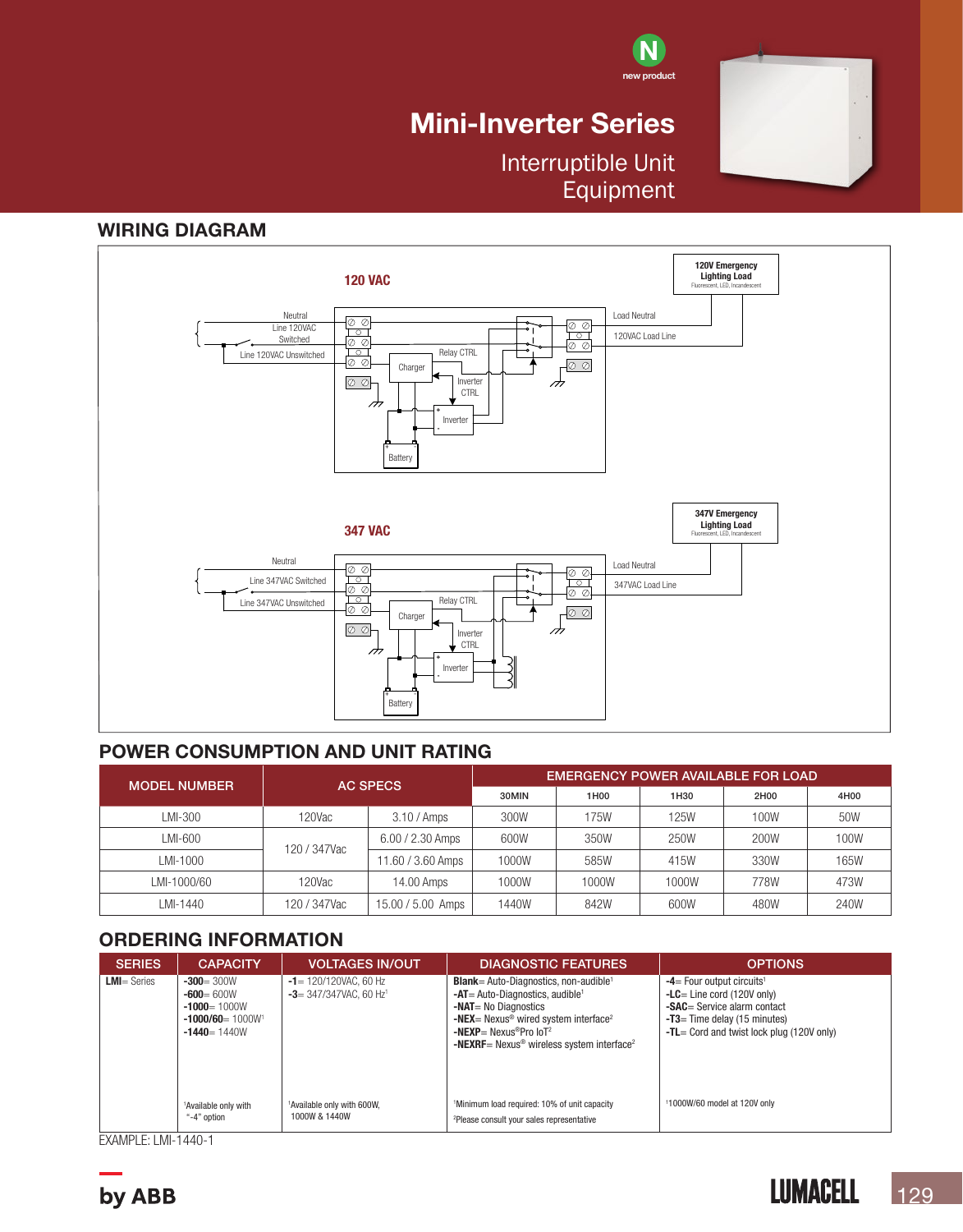N
new product

# Mini-Inverter Series

Interruptible Unit Equipment

## WIRING DIAGRAM

120 VAC

120V Emergency Lighting Load
Fluorescent, LED, Incandescent

Neutral
Line 120VAC Switched
Line 120VAC Unswitched
Charger
Relay CTRL
Inverter CTRL
Inverter
Battery
Load Neutral
120VAC Load Line

347 VAC

347V Emergency Lighting Load
Fluorescent, LED, Incandescent

Neutral
Line 347VAC Switched
Line 347VAC Unswitched
Charger
Relay CTRL
Inverter CTRL
Inverter
Battery
Load Neutral
347VAC Load Line

## POWER CONSUMPTION AND UNIT RATING

| MODEL NUMBER | AC SPECS | | EMERGENCY POWER AVAILABLE FOR LOAD | | | | |
|---|---|---|---|---|---|---|---|
| | | | 30MIN | 1H00 | 1H30 | 2H00 | 4H00 |
| LMI-300 | 120Vac | 3.10 / Amps | 300W | 175W | 125W | 100W | 50W |
| LMI-600 | 120 / 347Vac | 6.00 / 2.30 Amps | 600W | 350W | 250W | 200W | 100W |
| LMI-1000 | | 11.60 / 3.60 Amps | 1000W | 585W | 415W | 330W | 165W |
| LMI-1000/60 | 120Vac | 14.00 Amps | 1000W | 1000W | 1000W | 778W | 473W |
| LMI-1440 | 120 / 347Vac | 15.00 / 5.00 Amps | 1440W | 842W | 600W | 480W | 240W |

## ORDERING INFORMATION

| SERIES | CAPACITY | VOLTAGES IN/OUT | DIAGNOSTIC FEATURES | OPTIONS |
|---|---|---|---|---|
| **LMI**= Series | **-300**= 300W<br>**-600**= 600W<br>**-1000**= 1000W<br>**-1000/60**= 1000W[1]<br>**-1440**= 1440W<br><br>[1]Available only with "-4" option | **-1**= 120/120VAC, 60 Hz<br>**-3**= 347/347VAC, 60 Hz[1]<br><br>[1]Available only with 600W, 1000W & 1440W | **Blank**= Auto-Diagnostics, non-audible[1]<br>**-AT**= Auto-Diagnostics, audible[1]<br>**-NAT**= No Diagnostics<br>**-NEX**= Nexus® wired system interface[2]<br>**-NEXP**= Nexus®Pro IoT[2]<br>**-NEXRF**= Nexus® wireless system interface[2]<br><br>[1]Minimum load required: 10% of unit capacity<br>[2]Please consult your sales representative | **-4**= Four output circuits[1]<br>**-LC**= Line cord (120V only)<br>**-SAC**= Service alarm contact<br>**-T3**= Time delay (15 minutes)<br>**-TL**= Cord and twist lock plug (120V only)<br><br>[1]1000W/60 model at 120V only |

EXAMPLE: LMI-1440-1

by ABB

LUMACELL